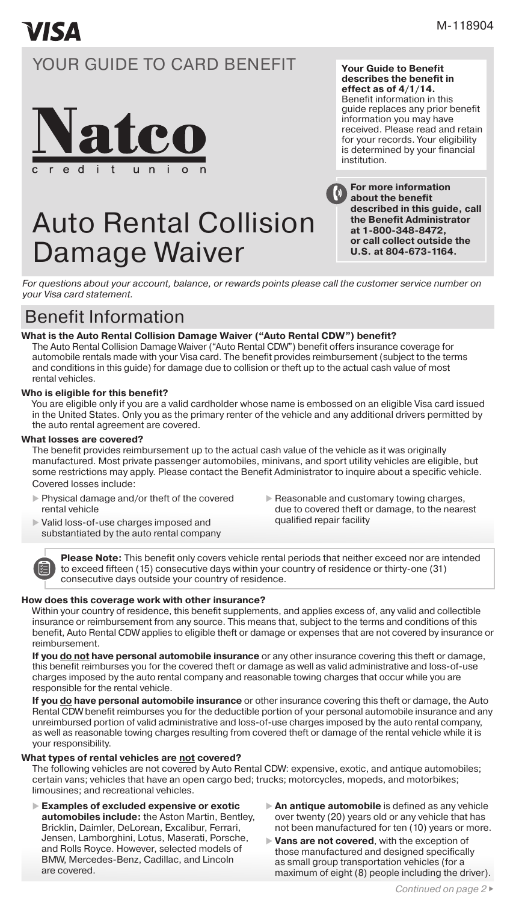VISA

M-118904

# YOUR GUIDE TO CARD BENEFIT

Natco credit union

# Auto Rental Collision Damage Waiver

**Your Guide to Benefit describes the benefit in effect as of 4/1/14.** Benefit information in this guide replaces any prior benefit information you may have received. Please read and retain for your records. Your eligibility is determined by your financial institution.

**For more information about the benefit described in this guide, call the Benefit Administrator at 1-800-348-8472, or call collect outside the U.S. at 804-673-1164.**

*For questions about your account, balance, or rewards points please call the customer service number on your Visa card statement.*

## Benefit Information

**What is the Auto Rental Collision Damage Waiver ("Auto Rental CDW") benefit?**

The Auto Rental Collision Damage Waiver ("Auto Rental CDW") benefit offers insurance coverage for automobile rentals made with your Visa card. The benefit provides reimbursement (subject to the terms and conditions in this guide) for damage due to collision or theft up to the actual cash value of most rental vehicles.

**Who is eligible for this benefit?**

You are eligible only if you are a valid cardholder whose name is embossed on an eligible Visa card issued in the United States. Only you as the primary renter of the vehicle and any additional drivers permitted by the auto rental agreement are covered.

**What losses are covered?**

The benefit provides reimbursement up to the actual cash value of the vehicle as it was originally manufactured. Most private passenger automobiles, minivans, and sport utility vehicles are eligible, but some restrictions may apply. Please contact the Benefit Administrator to inquire about a specific vehicle. Covered losses include:

- Physical damage and/or theft of the covered rental vehicle
- Valid loss-of-use charges imposed and substantiated by the auto rental company
- Reasonable and customary towing charges, due to covered theft or damage, to the nearest qualified repair facility

**Please Note:** This benefit only covers vehicle rental periods that neither exceed nor are intended to exceed fifteen (15) consecutive days within your country of residence or thirty-one (31) consecutive days outside your country of residence.

**How does this coverage work with other insurance?**

Within your country of residence, this benefit supplements, and applies excess of, any valid and collectible insurance or reimbursement from any source. This means that, subject to the terms and conditions of this benefit, Auto Rental CDW applies to eligible theft or damage or expenses that are not covered by insurance or reimbursement.

**If you do not have personal automobile insurance** or any other insurance covering this theft or damage, this benefit reimburses you for the covered theft or damage as well as valid administrative and loss-of-use charges imposed by the auto rental company and reasonable towing charges that occur while you are responsible for the rental vehicle.

**If you do have personal automobile insurance** or other insurance covering this theft or damage, the Auto Rental CDW benefit reimburses you for the deductible portion of your personal automobile insurance and any unreimbursed portion of valid administrative and loss-of-use charges imposed by the auto rental company, as well as reasonable towing charges resulting from covered theft or damage of the rental vehicle while it is your responsibility.

**What types of rental vehicles are not covered?**

The following vehicles are not covered by Auto Rental CDW: expensive, exotic, and antique automobiles; certain vans; vehicles that have an open cargo bed; trucks; motorcycles, mopeds, and motorbikes; limousines; and recreational vehicles.

- **Examples of excluded expensive or exotic automobiles include:** the Aston Martin, Bentley, Bricklin, Daimler, DeLorean, Excalibur, Ferrari, Jensen, Lamborghini, Lotus, Maserati, Porsche, and Rolls Royce. However, selected models of BMW, Mercedes-Benz, Cadillac, and Lincoln are covered.
- **An antique automobile** is defined as any vehicle over twenty (20) years old or any vehicle that has not been manufactured for ten (10) years or more.
- **Vans are not covered**, with the exception of those manufactured and designed specifically as small group transportation vehicles (for a maximum of eight (8) people including the driver).

*Continued on page 2*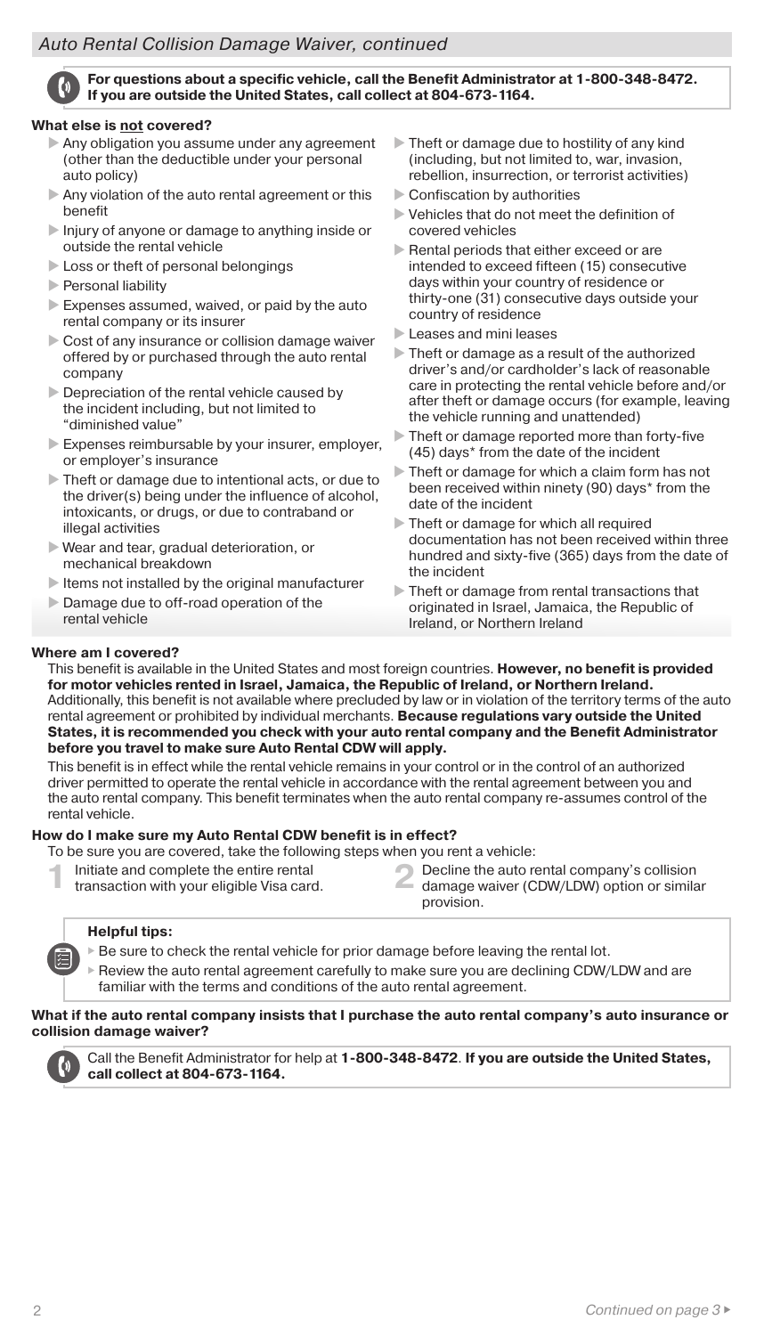## Auto Rental Collision Damage Waiver, continued

**For questions about a specific vehicle, call the Benefit Administrator at 1-800-348-8472. If you are outside the United States, call collect at 804-673-1164.**

### What else is not covered?

- Any obligation you assume under any agreement (other than the deductible under your personal auto policy)
- Any violation of the auto rental agreement or this benefit
- Injury of anyone or damage to anything inside or outside the rental vehicle
- Loss or theft of personal belongings
- Personal liability
- Expenses assumed, waived, or paid by the auto rental company or its insurer
- Cost of any insurance or collision damage waiver offered by or purchased through the auto rental company
- Depreciation of the rental vehicle caused by the incident including, but not limited to "diminished value"
- Expenses reimbursable by your insurer, employer, or employer's insurance
- Theft or damage due to intentional acts, or due to the driver(s) being under the influence of alcohol, intoxicants, or drugs, or due to contraband or illegal activities
- Wear and tear, gradual deterioration, or mechanical breakdown
- Items not installed by the original manufacturer
- Damage due to off-road operation of the rental vehicle
- Theft or damage due to hostility of any kind (including, but not limited to, war, invasion, rebellion, insurrection, or terrorist activities)
- Confiscation by authorities
- Vehicles that do not meet the definition of covered vehicles
- Rental periods that either exceed or are intended to exceed fifteen (15) consecutive days within your country of residence or thirty-one (31) consecutive days outside your country of residence
- Leases and mini leases
- Theft or damage as a result of the authorized driver's and/or cardholder's lack of reasonable care in protecting the rental vehicle before and/or after theft or damage occurs (for example, leaving the vehicle running and unattended)
- Theft or damage reported more than forty-five (45) days* from the date of the incident
- Theft or damage for which a claim form has not been received within ninety (90) days* from the date of the incident
- Theft or damage for which all required documentation has not been received within three hundred and sixty-five (365) days from the date of the incident
- Theft or damage from rental transactions that originated in Israel, Jamaica, the Republic of Ireland, or Northern Ireland

### Where am I covered?

This benefit is available in the United States and most foreign countries. **However, no benefit is provided for motor vehicles rented in Israel, Jamaica, the Republic of Ireland, or Northern Ireland.** Additionally, this benefit is not available where precluded by law or in violation of the territory terms of the auto rental agreement or prohibited by individual merchants. **Because regulations vary outside the United States, it is recommended you check with your auto rental company and the Benefit Administrator before you travel to make sure Auto Rental CDW will apply.**

This benefit is in effect while the rental vehicle remains in your control or in the control of an authorized driver permitted to operate the rental vehicle in accordance with the rental agreement between you and the auto rental company. This benefit terminates when the auto rental company re-assumes control of the rental vehicle.

### How do I make sure my Auto Rental CDW benefit is in effect?

To be sure you are covered, take the following steps when you rent a vehicle:

1. Initiate and complete the entire rental transaction with your eligible Visa card.
2. Decline the auto rental company's collision damage waiver (CDW/LDW) option or similar provision.

**Helpful tips:**

- Be sure to check the rental vehicle for prior damage before leaving the rental lot.
- Review the auto rental agreement carefully to make sure you are declining CDW/LDW and are familiar with the terms and conditions of the auto rental agreement.

### What if the auto rental company insists that I purchase the auto rental company's auto insurance or collision damage waiver?

Call the Benefit Administrator for help at **1-800-348-8472**. **If you are outside the United States, call collect at 804-673-1164.**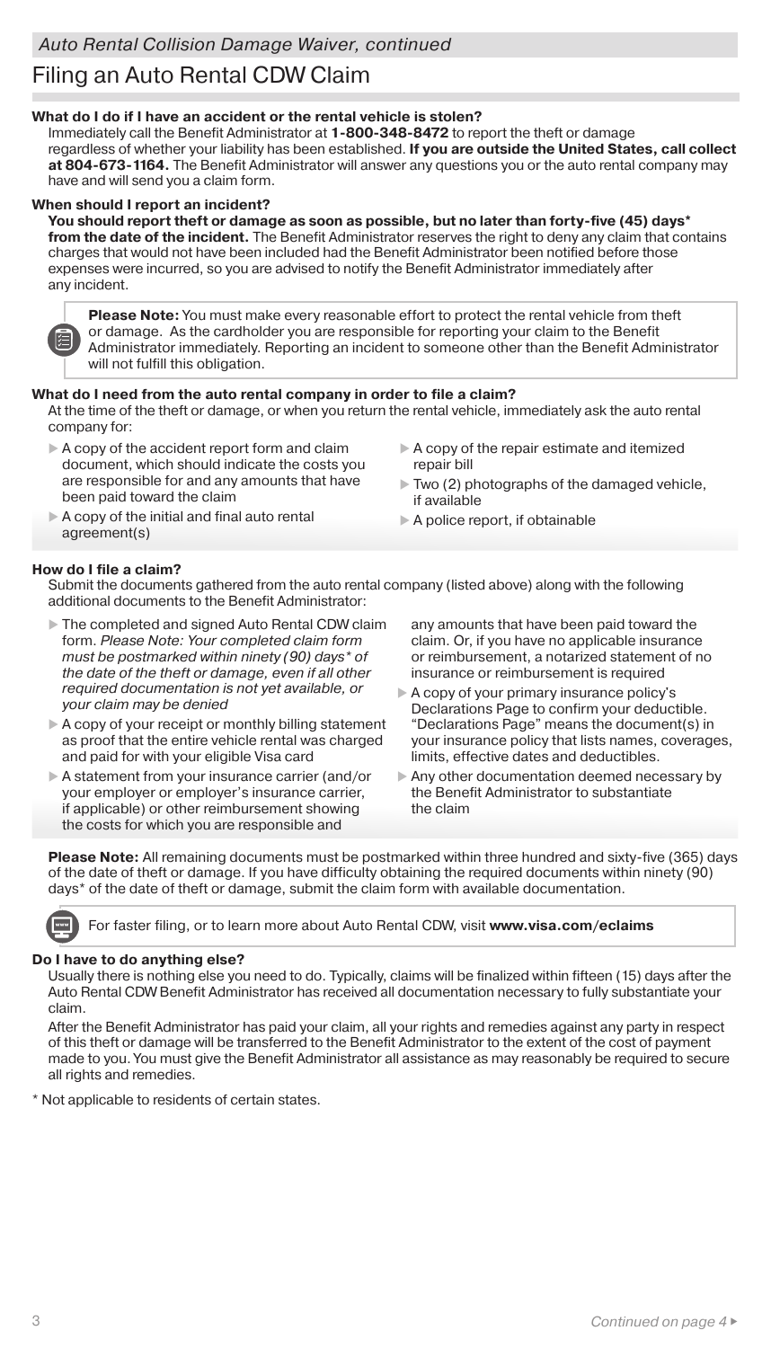*Auto Rental Collision Damage Waiver, continued*

# Filing an Auto Rental CDW Claim

### What do I do if I have an accident or the rental vehicle is stolen?

Immediately call the Benefit Administrator at **1-800-348-8472** to report the theft or damage regardless of whether your liability has been established. **If you are outside the United States, call collect at 804-673-1164.** The Benefit Administrator will answer any questions you or the auto rental company may have and will send you a claim form.

### When should I report an incident?

**You should report theft or damage as soon as possible, but no later than forty-five (45) days\* from the date of the incident.** The Benefit Administrator reserves the right to deny any claim that contains charges that would not have been included had the Benefit Administrator been notified before those expenses were incurred, so you are advised to notify the Benefit Administrator immediately after any incident.

> **Please Note:** You must make every reasonable effort to protect the rental vehicle from theft or damage. As the cardholder you are responsible for reporting your claim to the Benefit Administrator immediately. Reporting an incident to someone other than the Benefit Administrator will not fulfill this obligation.

### What do I need from the auto rental company in order to file a claim?

At the time of the theft or damage, or when you return the rental vehicle, immediately ask the auto rental company for:

- A copy of the accident report form and claim document, which should indicate the costs you are responsible for and any amounts that have been paid toward the claim
- A copy of the initial and final auto rental agreement(s)
- A copy of the repair estimate and itemized repair bill
- Two (2) photographs of the damaged vehicle, if available
- A police report, if obtainable

### How do I file a claim?

Submit the documents gathered from the auto rental company (listed above) along with the following additional documents to the Benefit Administrator:

- The completed and signed Auto Rental CDW claim form. *Please Note: Your completed claim form must be postmarked within ninety (90) days\* of the date of the theft or damage, even if all other required documentation is not yet available, or your claim may be denied*
- A copy of your receipt or monthly billing statement as proof that the entire vehicle rental was charged and paid for with your eligible Visa card
- A statement from your insurance carrier (and/or your employer or employer's insurance carrier, if applicable) or other reimbursement showing the costs for which you are responsible and any amounts that have been paid toward the claim. Or, if you have no applicable insurance or reimbursement, a notarized statement of no insurance or reimbursement is required
- A copy of your primary insurance policy's Declarations Page to confirm your deductible. "Declarations Page" means the document(s) in your insurance policy that lists names, coverages, limits, effective dates and deductibles.
- Any other documentation deemed necessary by the Benefit Administrator to substantiate the claim

**Please Note:** All remaining documents must be postmarked within three hundred and sixty-five (365) days of the date of theft or damage. If you have difficulty obtaining the required documents within ninety (90) days\* of the date of theft or damage, submit the claim form with available documentation.

> For faster filing, or to learn more about Auto Rental CDW, visit **www.visa.com/eclaims**

### Do I have to do anything else?

Usually there is nothing else you need to do. Typically, claims will be finalized within fifteen (15) days after the Auto Rental CDW Benefit Administrator has received all documentation necessary to fully substantiate your claim.

After the Benefit Administrator has paid your claim, all your rights and remedies against any party in respect of this theft or damage will be transferred to the Benefit Administrator to the extent of the cost of payment made to you. You must give the Benefit Administrator all assistance as may reasonably be required to secure all rights and remedies.

\* Not applicable to residents of certain states.

*Continued on page 4*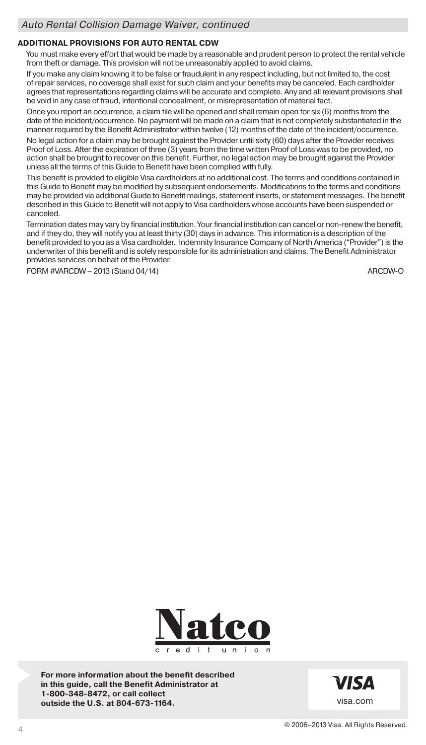*Auto Rental Collision Damage Waiver, continued*

**ADDITIONAL PROVISIONS FOR AUTO RENTAL CDW**

You must make every effort that would be made by a reasonable and prudent person to protect the rental vehicle from theft or damage. This provision will not be unreasonably applied to avoid claims.

If you make any claim knowing it to be false or fraudulent in any respect including, but not limited to, the cost of repair services, no coverage shall exist for such claim and your benefits may be canceled. Each cardholder agrees that representations regarding claims will be accurate and complete. Any and all relevant provisions shall be void in any case of fraud, intentional concealment, or misrepresentation of material fact.

Once you report an occurrence, a claim file will be opened and shall remain open for six (6) months from the date of the incident/occurrence. No payment will be made on a claim that is not completely substantiated in the manner required by the Benefit Administrator within twelve (12) months of the date of the incident/occurrence.

No legal action for a claim may be brought against the Provider until sixty (60) days after the Provider receives Proof of Loss. After the expiration of three (3) years from the time written Proof of Loss was to be provided, no action shall be brought to recover on this benefit. Further, no legal action may be brought against the Provider unless all the terms of this Guide to Benefit have been complied with fully.

This benefit is provided to eligible Visa cardholders at no additional cost. The terms and conditions contained in this Guide to Benefit may be modified by subsequent endorsements. Modifications to the terms and conditions may be provided via additional Guide to Benefit mailings, statement inserts, or statement messages. The benefit described in this Guide to Benefit will not apply to Visa cardholders whose accounts have been suspended or canceled.

Termination dates may vary by financial institution. Your financial institution can cancel or non-renew the benefit, and if they do, they will notify you at least thirty (30) days in advance. This information is a description of the benefit provided to you as a Visa cardholder. Indemnity Insurance Company of North America ("Provider") is the underwriter of this benefit and is solely responsible for its administration and claims. The Benefit Administrator provides services on behalf of the Provider.

FORM #VARCDW – 2013 (Stand 04/14) ARCDW-O

Natco credit union

**For more information about the benefit described in this guide, call the Benefit Administrator at 1-800-348-8472, or call collect outside the U.S. at 804-673-1164.**

VISA
visa.com

© 2006–2013 Visa. All Rights Reserved.